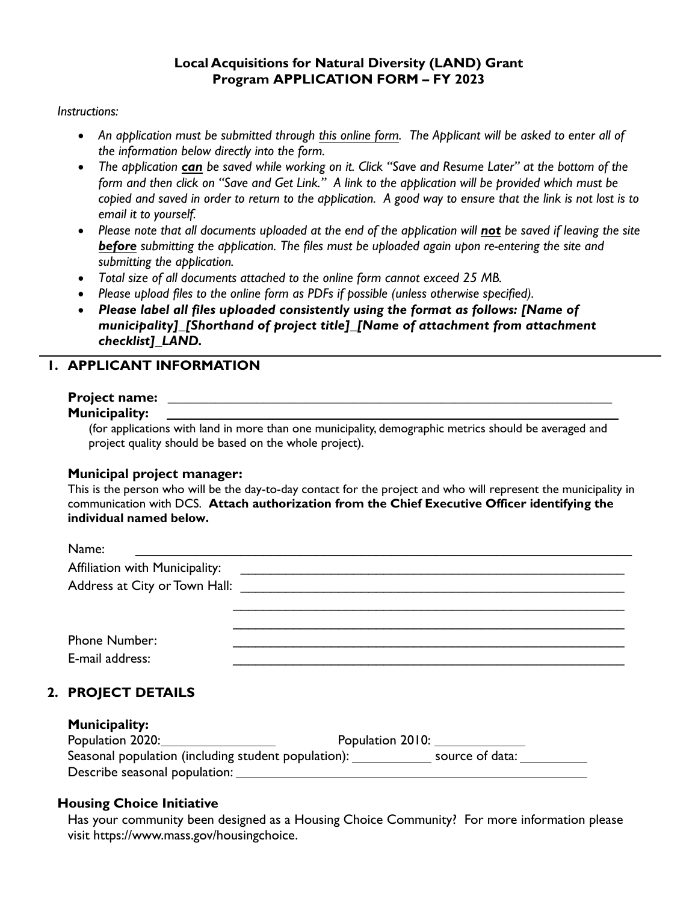# Local Acquisitions for Natural Diversity (LAND) Grant Program APPLICATION FORM – FY 2023

*Instructions:*

- *An application must be submitted through this online form. The Applicant will be asked to enter all of the information below directly into the form.*
- *The application **can** be saved while working on it. Click "Save and Resume Later" at the bottom of the form and then click on "Save and Get Link." A link to the application will be provided which must be copied and saved in order to return to the application. A good way to ensure that the link is not lost is to email it to yourself.*
- *Please note that all documents uploaded at the end of the application will **not** be saved if leaving the site **before** submitting the application. The files must be uploaded again upon re-entering the site and submitting the application.*
- *Total size of all documents attached to the online form cannot exceed 25 MB.*
- *Please upload files to the online form as PDFs if possible (unless otherwise specified).*
- ***Please label all files uploaded consistently using the format as follows: [Name of municipality]_[Shorthand of project title]_[Name of attachment from attachment checklist]_LAND.***

## 1. APPLICANT INFORMATION

**Project name:** ______________________________

**Municipality:** ______________________________

(for applications with land in more than one municipality, demographic metrics should be averaged and project quality should be based on the whole project).

### Municipal project manager:

This is the person who will be the day-to-day contact for the project and who will represent the municipality in communication with DCS. **Attach authorization from the Chief Executive Officer identifying the individual named below.**

Name: ______________________________

Affiliation with Municipality: ______________________________

Address at City or Town Hall: ______________________________

______________________________

______________________________

Phone Number: ______________________________

E-mail address: ______________________________

## 2. PROJECT DETAILS

**Municipality:**

Population 2020: ____________ Population 2010: ____________

Seasonal population (including student population): ____________ source of data: ____________

Describe seasonal population: ______________________________

### Housing Choice Initiative

Has your community been designed as a Housing Choice Community? For more information please visit https://www.mass.gov/housingchoice.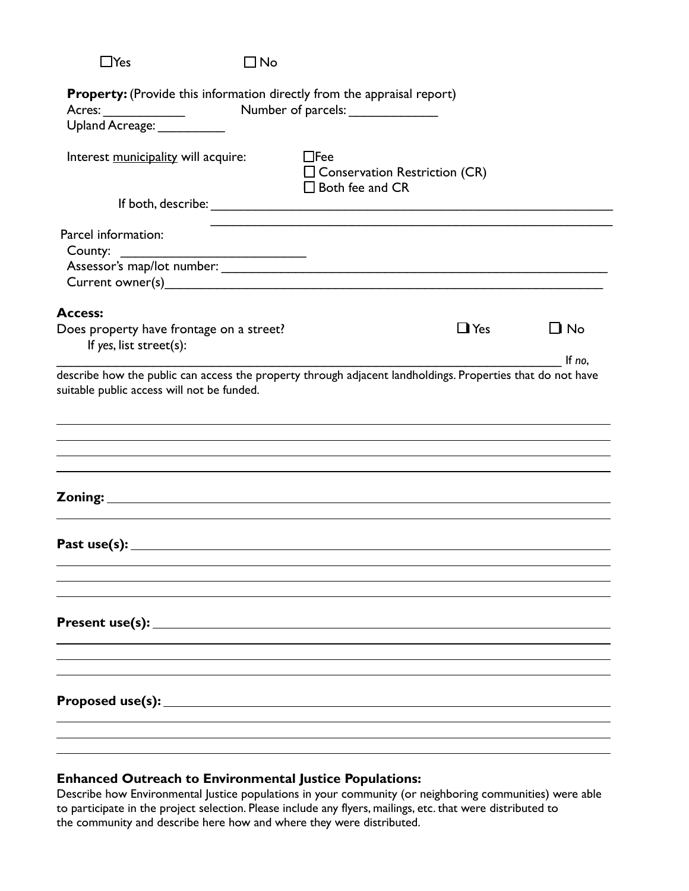☐ Yes ☐ No

**Property:** (Provide this information directly from the appraisal report)

Acres: ___________ Number of parcels: ____________

Upland Acreage: _________

Interest <u>municipality</u> will acquire:

☐ Fee
☐ Conservation Restriction (CR)
☐ Both fee and CR

If both, describe: ___________________________________________________________

___________________________________________________________

Parcel information:

County: __________________________

Assessor's map/lot number: ___________________________________________________________

Current owner(s) ___________________________________________________________

**Access:**

Does property have frontage on a street? ☐ Yes ☐ No

If *yes*, list street(s):

___________________________________________________________ If *no*, describe how the public can access the property through adjacent landholdings. Properties that do not have suitable public access will not be funded.

___________________________________________________________

___________________________________________________________

___________________________________________________________

___________________________________________________________

**Zoning:** ___________________________________________________________

___________________________________________________________

**Past use(s):** ___________________________________________________________

___________________________________________________________

___________________________________________________________

___________________________________________________________

**Present use(s):** ___________________________________________________________

___________________________________________________________

___________________________________________________________

___________________________________________________________

**Proposed use(s):** ___________________________________________________________

___________________________________________________________

___________________________________________________________

___________________________________________________________

**Enhanced Outreach to Environmental Justice Populations:**

Describe how Environmental Justice populations in your community (or neighboring communities) were able to participate in the project selection. Please include any flyers, mailings, etc. that were distributed to the community and describe here how and where they were distributed.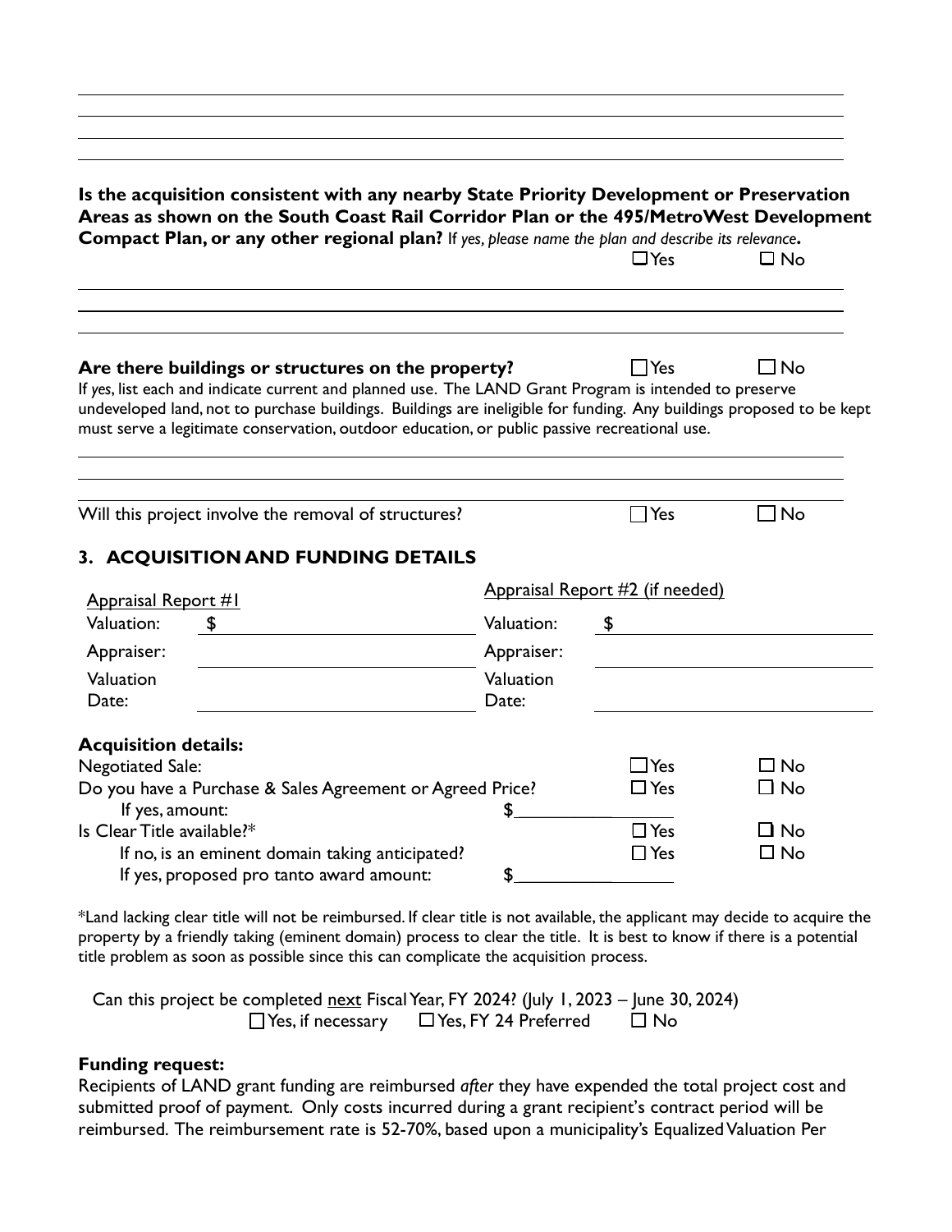**Is the acquisition consistent with any nearby State Priority Development or Preservation Areas as shown on the South Coast Rail Corridor Plan or the 495/MetroWest Development Compact Plan, or any other regional plan?** *If yes, please name the plan and describe its relevance*.

☐ Yes ☐ No

**Are there buildings or structures on the property?** ☐ Yes ☐ No

If *yes*, list each and indicate current and planned use. The LAND Grant Program is intended to preserve undeveloped land, not to purchase buildings. Buildings are ineligible for funding. Any buildings proposed to be kept must serve a legitimate conservation, outdoor education, or public passive recreational use.

Will this project involve the removal of structures? ☐ Yes ☐ No

## 3. ACQUISITION AND FUNDING DETAILS

| Appraisal Report #1 | | Appraisal Report #2 (if needed) | |
|---|---|---|---|
| Valuation: | $ | Valuation: | $ |
| Appraiser: | | Appraiser: | |
| Valuation Date: | | Valuation Date: | |

**Acquisition details:**

| | | | |
|---|---|---|---|
| Negotiated Sale: | | ☐ Yes | ☐ No |
| Do you have a Purchase & Sales Agreement or Agreed Price? | | ☐ Yes | ☐ No |
| If yes, amount: | $ | | |
| Is Clear Title available?* | | ☐ Yes | ☐ No |
| If no, is an eminent domain taking anticipated? | | ☐ Yes | ☐ No |
| If yes, proposed pro tanto award amount: | $ | | |

*Land lacking clear title will not be reimbursed. If clear title is not available, the applicant may decide to acquire the property by a friendly taking (eminent domain) process to clear the title. It is best to know if there is a potential title problem as soon as possible since this can complicate the acquisition process.

Can this project be completed next Fiscal Year, FY 2024? (July 1, 2023 – June 30, 2024)

☐ Yes, if necessary ☐ Yes, FY 24 Preferred ☐ No

**Funding request:**

Recipients of LAND grant funding are reimbursed *after* they have expended the total project cost and submitted proof of payment. Only costs incurred during a grant recipient's contract period will be reimbursed. The reimbursement rate is 52-70%, based upon a municipality's Equalized Valuation Per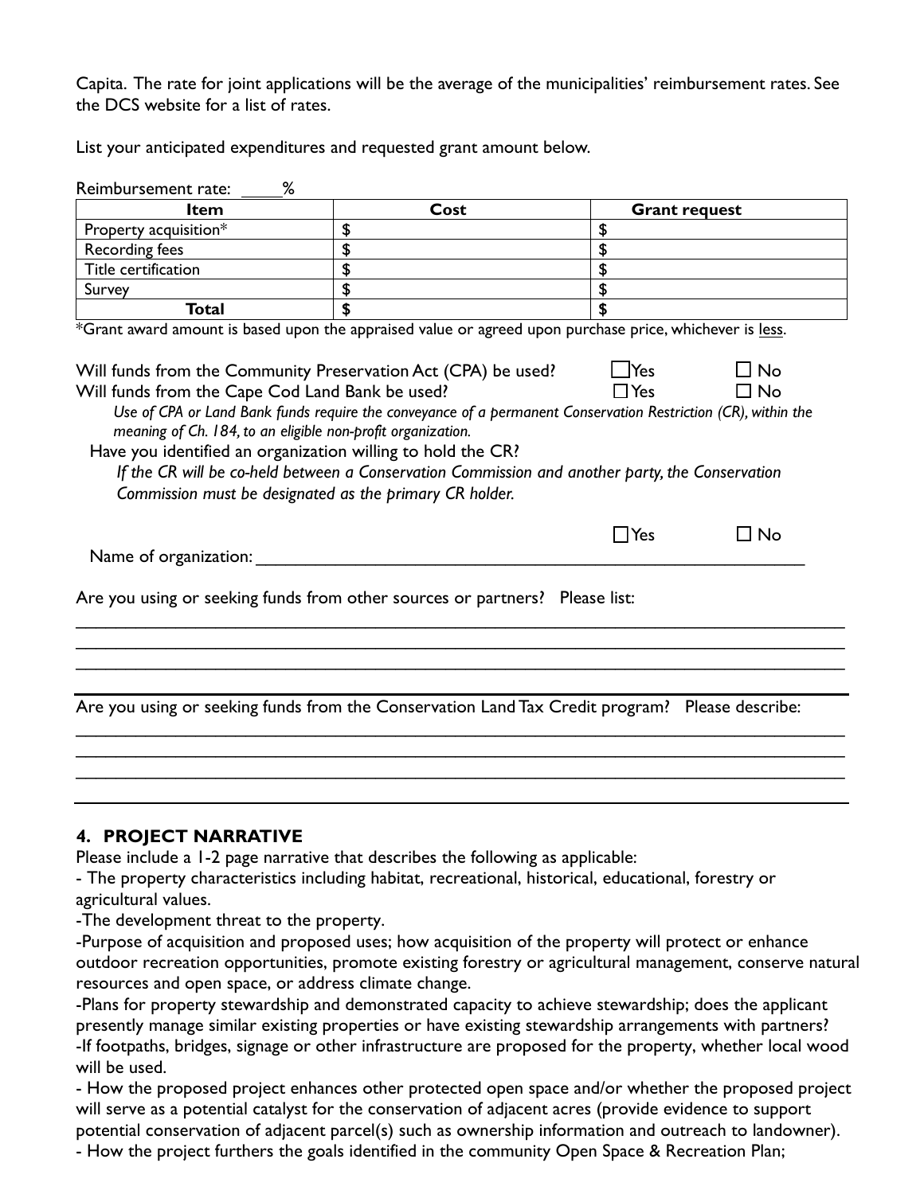Capita. The rate for joint applications will be the average of the municipalities' reimbursement rates. See the DCS website for a list of rates.

List your anticipated expenditures and requested grant amount below.

Reimbursement rate: ____%

| Item | Cost | Grant request |
|---|---|---|
| Property acquisition* | $ | $ |
| Recording fees | $ | $ |
| Title certification | $ | $ |
| Survey | $ | $ |
| **Total** | **$** | **$** |

*Grant award amount is based upon the appraised value or agreed upon purchase price, whichever is less.

Will funds from the Community Preservation Act (CPA) be used? ☐ Yes ☐ No

Will funds from the Cape Cod Land Bank be used? ☐ Yes ☐ No

*Use of CPA or Land Bank funds require the conveyance of a permanent Conservation Restriction (CR), within the meaning of Ch. 184, to an eligible non-profit organization.*

Have you identified an organization willing to hold the CR?

*If the CR will be co-held between a Conservation Commission and another party, the Conservation Commission must be designated as the primary CR holder.*

☐ Yes ☐ No

Name of organization: ____________________________________________

Are you using or seeking funds from other sources or partners? Please list:

____________________________________________

____________________________________________

____________________________________________

Are you using or seeking funds from the Conservation Land Tax Credit program? Please describe:

____________________________________________

____________________________________________

____________________________________________

## 4. PROJECT NARRATIVE

Please include a 1-2 page narrative that describes the following as applicable:

- The property characteristics including habitat, recreational, historical, educational, forestry or agricultural values.
- The development threat to the property.
- Purpose of acquisition and proposed uses; how acquisition of the property will protect or enhance outdoor recreation opportunities, promote existing forestry or agricultural management, conserve natural resources and open space, or address climate change.
- Plans for property stewardship and demonstrated capacity to achieve stewardship; does the applicant presently manage similar existing properties or have existing stewardship arrangements with partners?
- If footpaths, bridges, signage or other infrastructure are proposed for the property, whether local wood will be used.
- How the proposed project enhances other protected open space and/or whether the proposed project will serve as a potential catalyst for the conservation of adjacent acres (provide evidence to support potential conservation of adjacent parcel(s) such as ownership information and outreach to landowner).
- How the project furthers the goals identified in the community Open Space & Recreation Plan;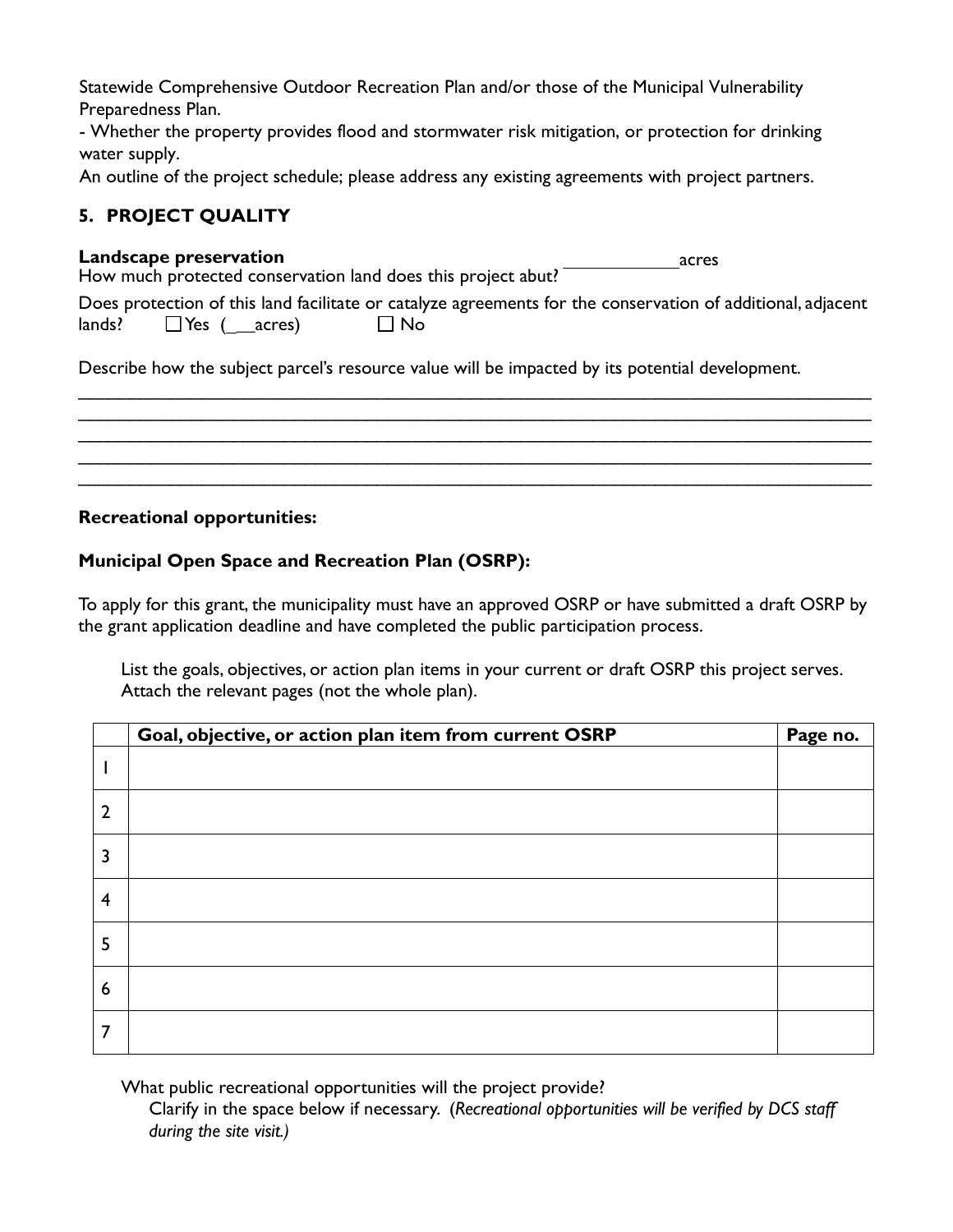Statewide Comprehensive Outdoor Recreation Plan and/or those of the Municipal Vulnerability Preparedness Plan.

- Whether the property provides flood and stormwater risk mitigation, or protection for drinking water supply.

An outline of the project schedule; please address any existing agreements with project partners.

## 5. PROJECT QUALITY

**Landscape preservation**

How much protected conservation land does this project abut? ____________acres

Does protection of this land facilitate or catalyze agreements for the conservation of additional, adjacent lands? ☐ Yes (___acres) ☐ No

Describe how the subject parcel's resource value will be impacted by its potential development.

________________________________________________________________________________________
________________________________________________________________________________________
________________________________________________________________________________________
________________________________________________________________________________________
________________________________________________________________________________________

**Recreational opportunities:**

**Municipal Open Space and Recreation Plan (OSRP):**

To apply for this grant, the municipality must have an approved OSRP or have submitted a draft OSRP by the grant application deadline and have completed the public participation process.

List the goals, objectives, or action plan items in your current or draft OSRP this project serves. Attach the relevant pages (not the whole plan).

| | Goal, objective, or action plan item from current OSRP | Page no. |
|---|---|---|
| 1 | | |
| 2 | | |
| 3 | | |
| 4 | | |
| 5 | | |
| 6 | | |
| 7 | | |

What public recreational opportunities will the project provide?

Clarify in the space below if necessary. (*Recreational opportunities will be verified by DCS staff during the site visit.)*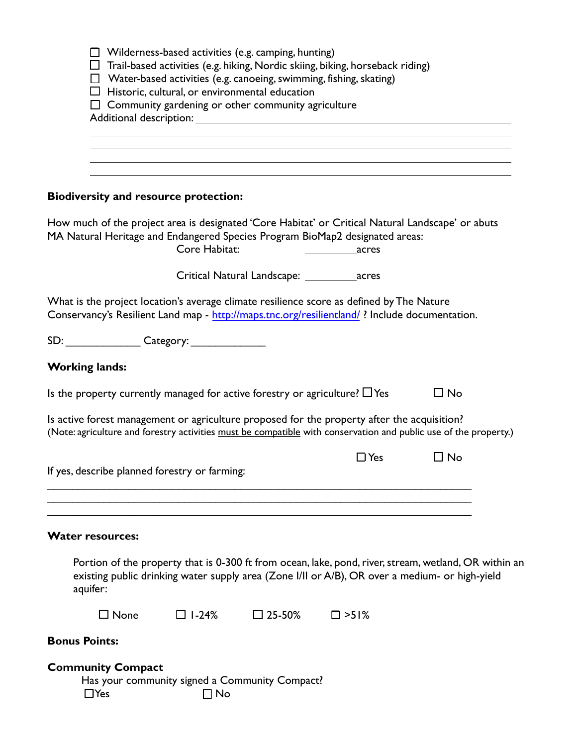- ☐ Wilderness-based activities (e.g. camping, hunting)
- ☐ Trail-based activities (e.g. hiking, Nordic skiing, biking, horseback riding)
- ☐ Water-based activities (e.g. canoeing, swimming, fishing, skating)
- ☐ Historic, cultural, or environmental education
- ☐ Community gardening or other community agriculture

Additional description: ______________________________________________

______________________________________________

______________________________________________

______________________________________________

______________________________________________

**Biodiversity and resource protection:**

How much of the project area is designated 'Core Habitat' or Critical Natural Landscape' or abuts MA Natural Heritage and Endangered Species Program BioMap2 designated areas:

Core Habitat: __________acres

Critical Natural Landscape: __________acres

What is the project location's average climate resilience score as defined by The Nature Conservancy's Resilient Land map - [http://maps.tnc.org/resilientland/](http://maps.tnc.org/resilientland/) ? Include documentation.

SD: _____________ Category: _____________

**Working lands:**

Is the property currently managed for active forestry or agriculture? ☐ Yes ☐ No

Is active forest management or agriculture proposed for the property after the acquisition?
(Note: agriculture and forestry activities must be compatible with conservation and public use of the property.)

☐ Yes ☐ No

If yes, describe planned forestry or farming:

______________________________________________

______________________________________________

______________________________________________

**Water resources:**

Portion of the property that is 0-300 ft from ocean, lake, pond, river, stream, wetland, OR within an existing public drinking water supply area (Zone I/II or A/B), OR over a medium- or high-yield aquifer:

☐ None ☐ 1-24% ☐ 25-50% ☐ >51%

**Bonus Points:**

**Community Compact**

Has your community signed a Community Compact?

☐ Yes ☐ No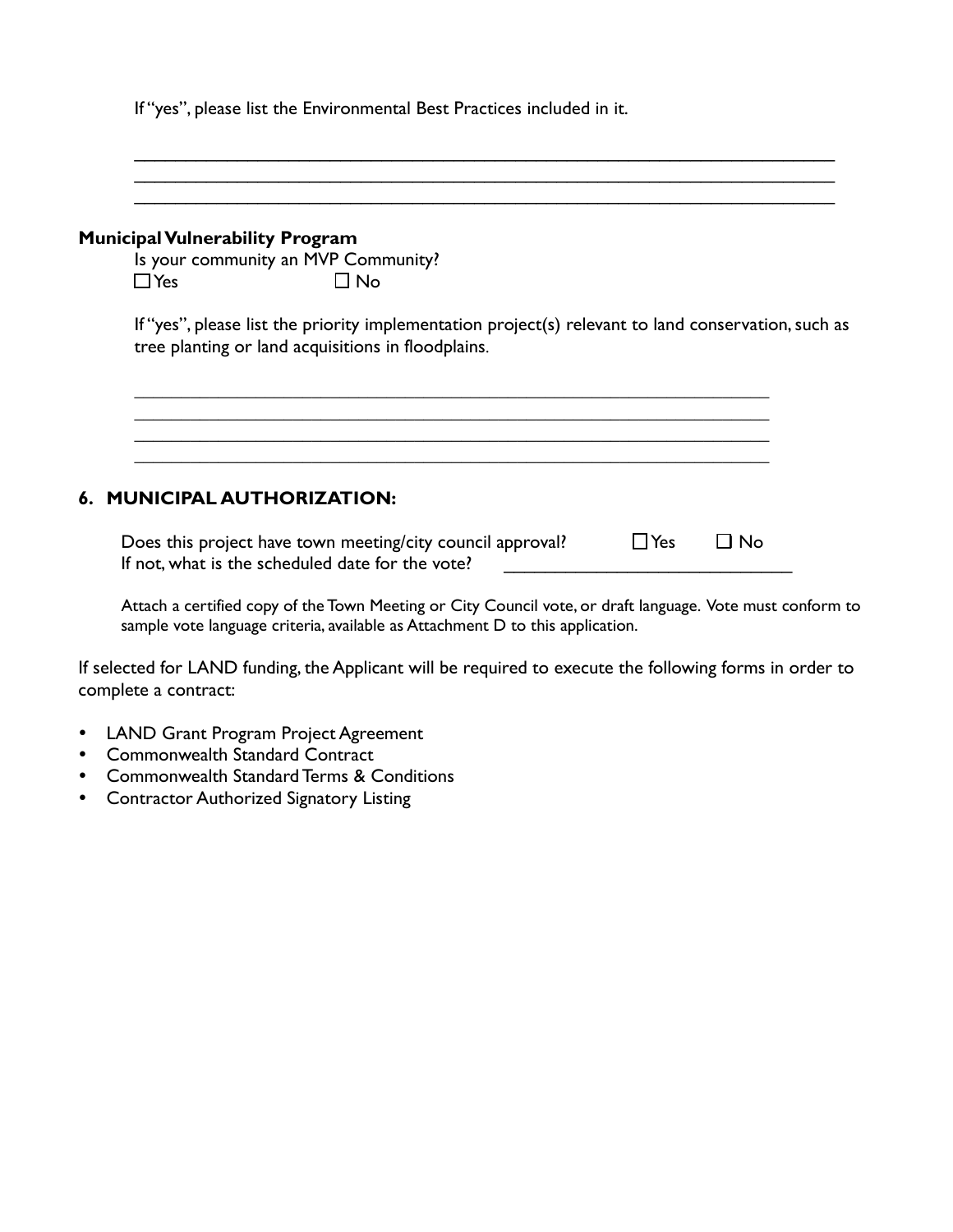If "yes", please list the Environmental Best Practices included in it.

\_\_\_\_\_\_\_\_\_\_\_\_\_\_\_\_\_\_\_\_\_\_\_\_\_\_\_\_\_\_\_\_\_\_\_\_\_\_\_\_\_\_\_\_\_\_\_\_\_\_\_\_\_\_\_\_\_\_\_\_\_\_\_\_\_\_\_\_\_\_
\_\_\_\_\_\_\_\_\_\_\_\_\_\_\_\_\_\_\_\_\_\_\_\_\_\_\_\_\_\_\_\_\_\_\_\_\_\_\_\_\_\_\_\_\_\_\_\_\_\_\_\_\_\_\_\_\_\_\_\_\_\_\_\_\_\_\_\_\_\_
\_\_\_\_\_\_\_\_\_\_\_\_\_\_\_\_\_\_\_\_\_\_\_\_\_\_\_\_\_\_\_\_\_\_\_\_\_\_\_\_\_\_\_\_\_\_\_\_\_\_\_\_\_\_\_\_\_\_\_\_\_\_\_\_\_\_\_\_\_\_

**Municipal Vulnerability Program**

Is your community an MVP Community?

☐ Yes ☐ No

If "yes", please list the priority implementation project(s) relevant to land conservation, such as tree planting or land acquisitions in floodplains.

\_\_\_\_\_\_\_\_\_\_\_\_\_\_\_\_\_\_\_\_\_\_\_\_\_\_\_\_\_\_\_\_\_\_\_\_\_\_\_\_\_\_\_\_\_\_\_\_\_\_\_\_\_\_\_\_\_\_\_\_\_\_\_\_\_\_
\_\_\_\_\_\_\_\_\_\_\_\_\_\_\_\_\_\_\_\_\_\_\_\_\_\_\_\_\_\_\_\_\_\_\_\_\_\_\_\_\_\_\_\_\_\_\_\_\_\_\_\_\_\_\_\_\_\_\_\_\_\_\_\_\_\_
\_\_\_\_\_\_\_\_\_\_\_\_\_\_\_\_\_\_\_\_\_\_\_\_\_\_\_\_\_\_\_\_\_\_\_\_\_\_\_\_\_\_\_\_\_\_\_\_\_\_\_\_\_\_\_\_\_\_\_\_\_\_\_\_\_\_
\_\_\_\_\_\_\_\_\_\_\_\_\_\_\_\_\_\_\_\_\_\_\_\_\_\_\_\_\_\_\_\_\_\_\_\_\_\_\_\_\_\_\_\_\_\_\_\_\_\_\_\_\_\_\_\_\_\_\_\_\_\_\_\_\_\_

## 6. MUNICIPAL AUTHORIZATION:

Does this project have town meeting/city council approval? ☐ Yes ☐ No

If not, what is the scheduled date for the vote? \_\_\_\_\_\_\_\_\_\_\_\_\_\_\_\_\_\_\_\_\_\_\_\_\_\_\_\_

Attach a certified copy of the Town Meeting or City Council vote, or draft language. Vote must conform to sample vote language criteria, available as Attachment D to this application.

If selected for LAND funding, the Applicant will be required to execute the following forms in order to complete a contract:

- LAND Grant Program Project Agreement
- Commonwealth Standard Contract
- Commonwealth Standard Terms & Conditions
- Contractor Authorized Signatory Listing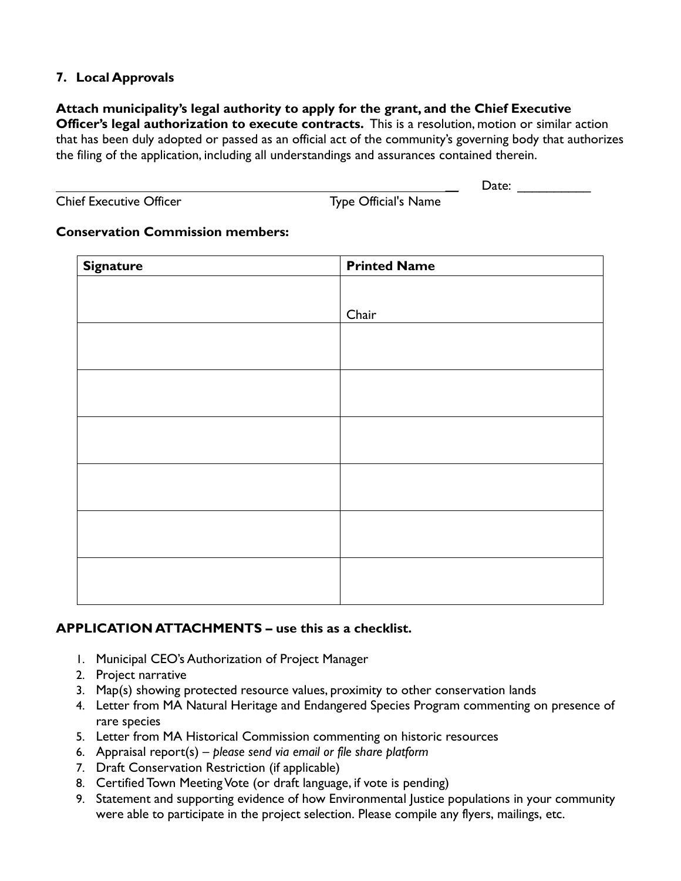## 7. Local Approvals

**Attach municipality's legal authority to apply for the grant, and the Chief Executive Officer's legal authorization to execute contracts.** This is a resolution, motion or similar action that has been duly adopted or passed as an official act of the community's governing body that authorizes the filing of the application, including all understandings and assurances contained therein.

_______________________________________________________________ Date: __________

Chief Executive Officer Type Official's Name

**Conservation Commission members:**

| Signature | Printed Name |
|---|---|
| | Chair |
| | |
| | |
| | |
| | |
| | |
| | |

**APPLICATION ATTACHMENTS – use this as a checklist.**

1. Municipal CEO's Authorization of Project Manager
2. Project narrative
3. Map(s) showing protected resource values, proximity to other conservation lands
4. Letter from MA Natural Heritage and Endangered Species Program commenting on presence of rare species
5. Letter from MA Historical Commission commenting on historic resources
6. Appraisal report(s) – *please send via email or file share platform*
7. Draft Conservation Restriction (if applicable)
8. Certified Town Meeting Vote (or draft language, if vote is pending)
9. Statement and supporting evidence of how Environmental Justice populations in your community were able to participate in the project selection. Please compile any flyers, mailings, etc.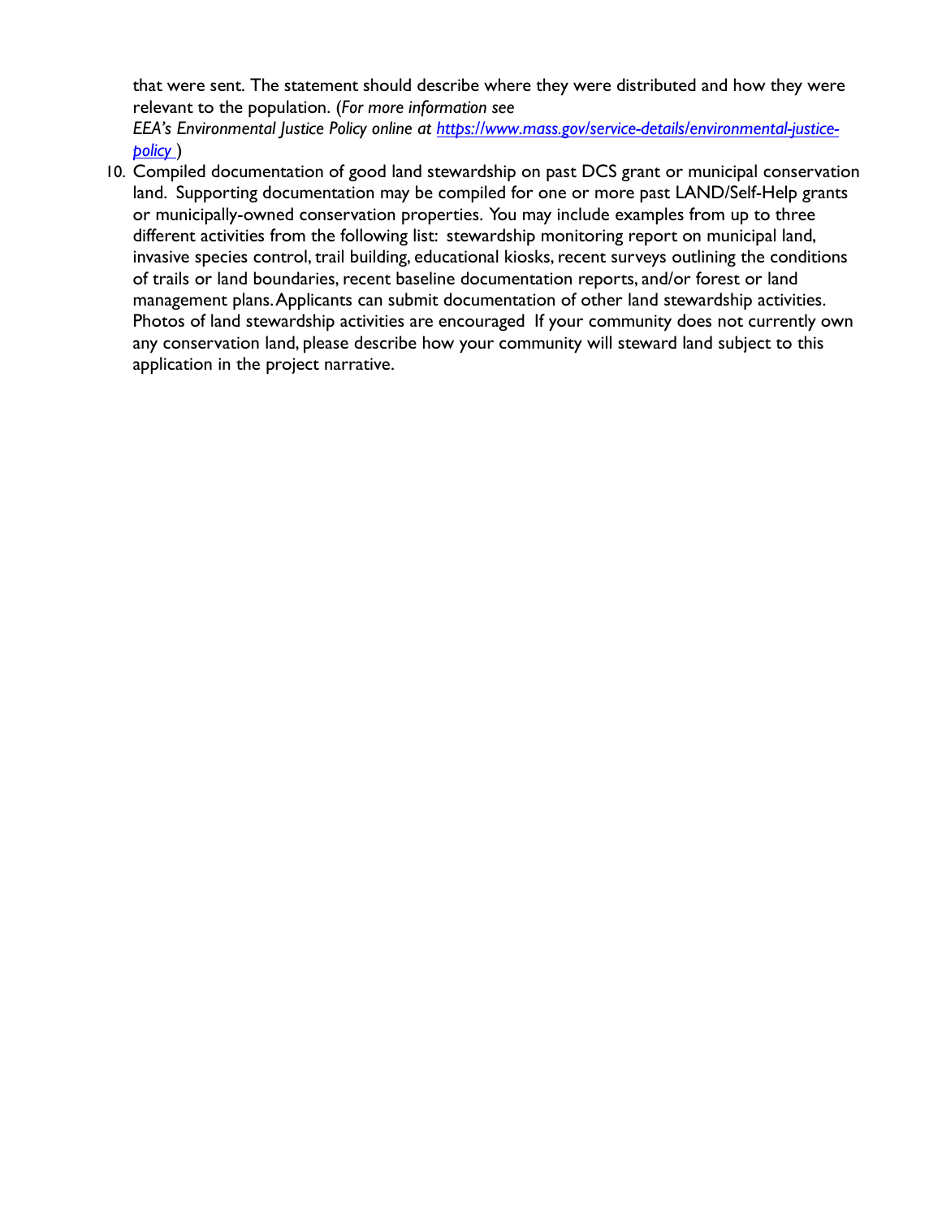that were sent. The statement should describe where they were distributed and how they were relevant to the population. (*For more information see EEA's Environmental Justice Policy online at [https://www.mass.gov/service-details/environmental-justice-policy](https://www.mass.gov/service-details/environmental-justice-policy)* )

10. Compiled documentation of good land stewardship on past DCS grant or municipal conservation land. Supporting documentation may be compiled for one or more past LAND/Self-Help grants or municipally-owned conservation properties. You may include examples from up to three different activities from the following list: stewardship monitoring report on municipal land, invasive species control, trail building, educational kiosks, recent surveys outlining the conditions of trails or land boundaries, recent baseline documentation reports, and/or forest or land management plans. Applicants can submit documentation of other land stewardship activities. Photos of land stewardship activities are encouraged If your community does not currently own any conservation land, please describe how your community will steward land subject to this application in the project narrative.